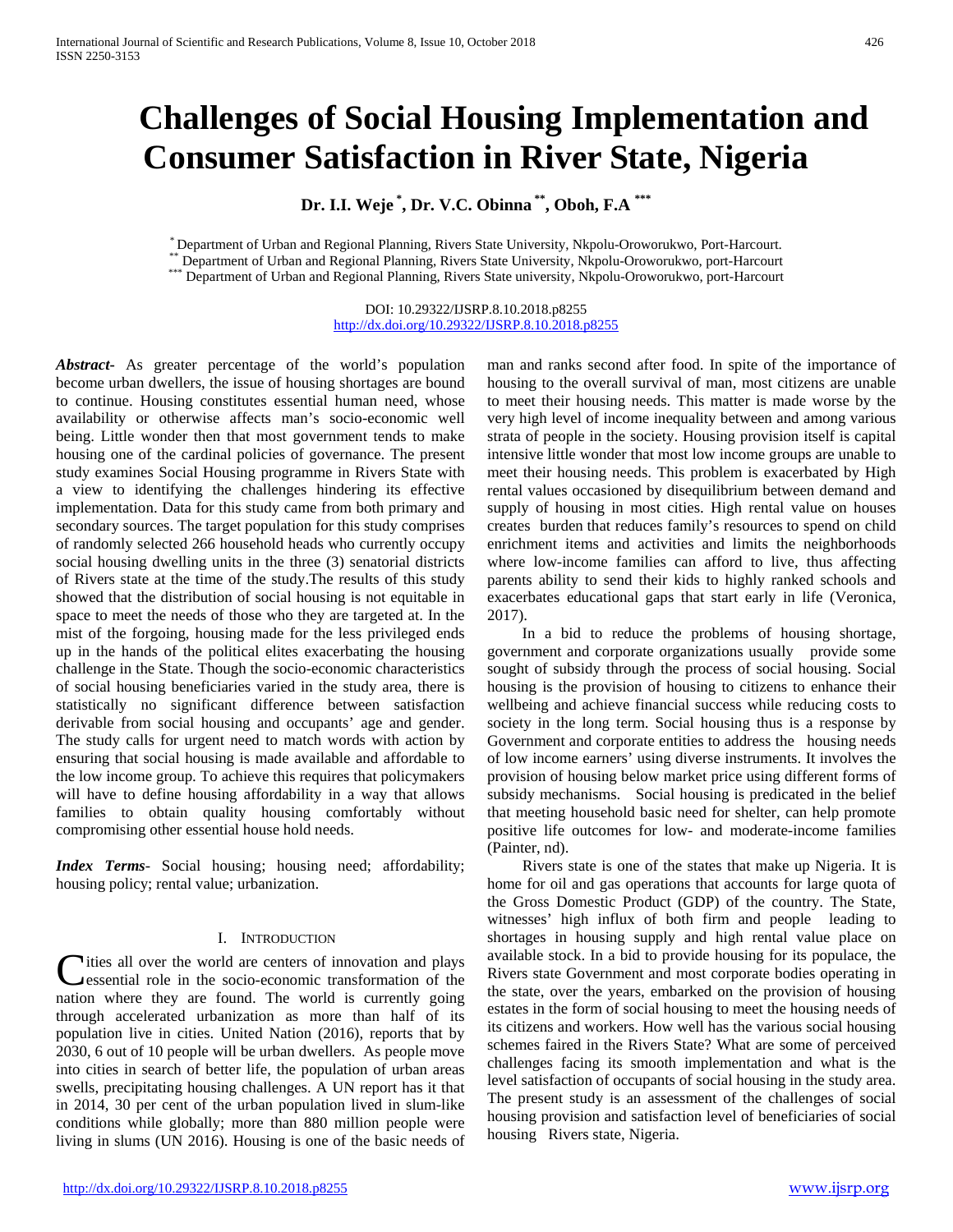# Challenges of Social Housing Implementation and Consumer Satisfaction in River State, Nigeria

**Dr. I.I. Weje [*], Dr. V.C. Obinna [**], Oboh, F.A [***]**

[*] Department of Urban and Regional Planning, Rivers State University, Nkpolu-Oroworukwo, Port-Harcourt.
[**] Department of Urban and Regional Planning, Rivers State University, Nkpolu-Oroworukwo, port-Harcourt
[***] Department of Urban and Regional Planning, Rivers State university, Nkpolu-Oroworukwo, port-Harcourt

DOI: 10.29322/IJSRP.8.10.2018.p8255
http://dx.doi.org/10.29322/IJSRP.8.10.2018.p8255

***Abstract***- As greater percentage of the world's population become urban dwellers, the issue of housing shortages are bound to continue. Housing constitutes essential human need, whose availability or otherwise affects man's socio-economic well being. Little wonder then that most government tends to make housing one of the cardinal policies of governance. The present study examines Social Housing programme in Rivers State with a view to identifying the challenges hindering its effective implementation. Data for this study came from both primary and secondary sources. The target population for this study comprises of randomly selected 266 household heads who currently occupy social housing dwelling units in the three (3) senatorial districts of Rivers state at the time of the study.The results of this study showed that the distribution of social housing is not equitable in space to meet the needs of those who they are targeted at. In the mist of the forgoing, housing made for the less privileged ends up in the hands of the political elites exacerbating the housing challenge in the State. Though the socio-economic characteristics of social housing beneficiaries varied in the study area, there is statistically no significant difference between satisfaction derivable from social housing and occupants' age and gender. The study calls for urgent need to match words with action by ensuring that social housing is made available and affordable to the low income group. To achieve this requires that policymakers will have to define housing affordability in a way that allows families to obtain quality housing comfortably without compromising other essential house hold needs.

***Index Terms***- Social housing; housing need; affordability; housing policy; rental value; urbanization.

## I. Introduction

Cities all over the world are centers of innovation and plays essential role in the socio-economic transformation of the nation where they are found. The world is currently going through accelerated urbanization as more than half of its population live in cities. United Nation (2016), reports that by 2030, 6 out of 10 people will be urban dwellers. As people move into cities in search of better life, the population of urban areas swells, precipitating housing challenges. A UN report has it that in 2014, 30 per cent of the urban population lived in slum-like conditions while globally; more than 880 million people were living in slums (UN 2016). Housing is one of the basic needs of man and ranks second after food. In spite of the importance of housing to the overall survival of man, most citizens are unable to meet their housing needs. This matter is made worse by the very high level of income inequality between and among various strata of people in the society. Housing provision itself is capital intensive little wonder that most low income groups are unable to meet their housing needs. This problem is exacerbated by High rental values occasioned by disequilibrium between demand and supply of housing in most cities. High rental value on houses creates burden that reduces family's resources to spend on child enrichment items and activities and limits the neighborhoods where low-income families can afford to live, thus affecting parents ability to send their kids to highly ranked schools and exacerbates educational gaps that start early in life (Veronica, 2017).

In a bid to reduce the problems of housing shortage, government and corporate organizations usually provide some sought of subsidy through the process of social housing. Social housing is the provision of housing to citizens to enhance their wellbeing and achieve financial success while reducing costs to society in the long term. Social housing thus is a response by Government and corporate entities to address the housing needs of low income earners' using diverse instruments. It involves the provision of housing below market price using different forms of subsidy mechanisms. Social housing is predicated in the belief that meeting household basic need for shelter, can help promote positive life outcomes for low- and moderate-income families (Painter, nd).

Rivers state is one of the states that make up Nigeria. It is home for oil and gas operations that accounts for large quota of the Gross Domestic Product (GDP) of the country. The State, witnesses' high influx of both firm and people leading to shortages in housing supply and high rental value place on available stock. In a bid to provide housing for its populace, the Rivers state Government and most corporate bodies operating in the state, over the years, embarked on the provision of housing estates in the form of social housing to meet the housing needs of its citizens and workers. How well has the various social housing schemes faired in the Rivers State? What are some of perceived challenges facing its smooth implementation and what is the level satisfaction of occupants of social housing in the study area. The present study is an assessment of the challenges of social housing provision and satisfaction level of beneficiaries of social housing Rivers state, Nigeria.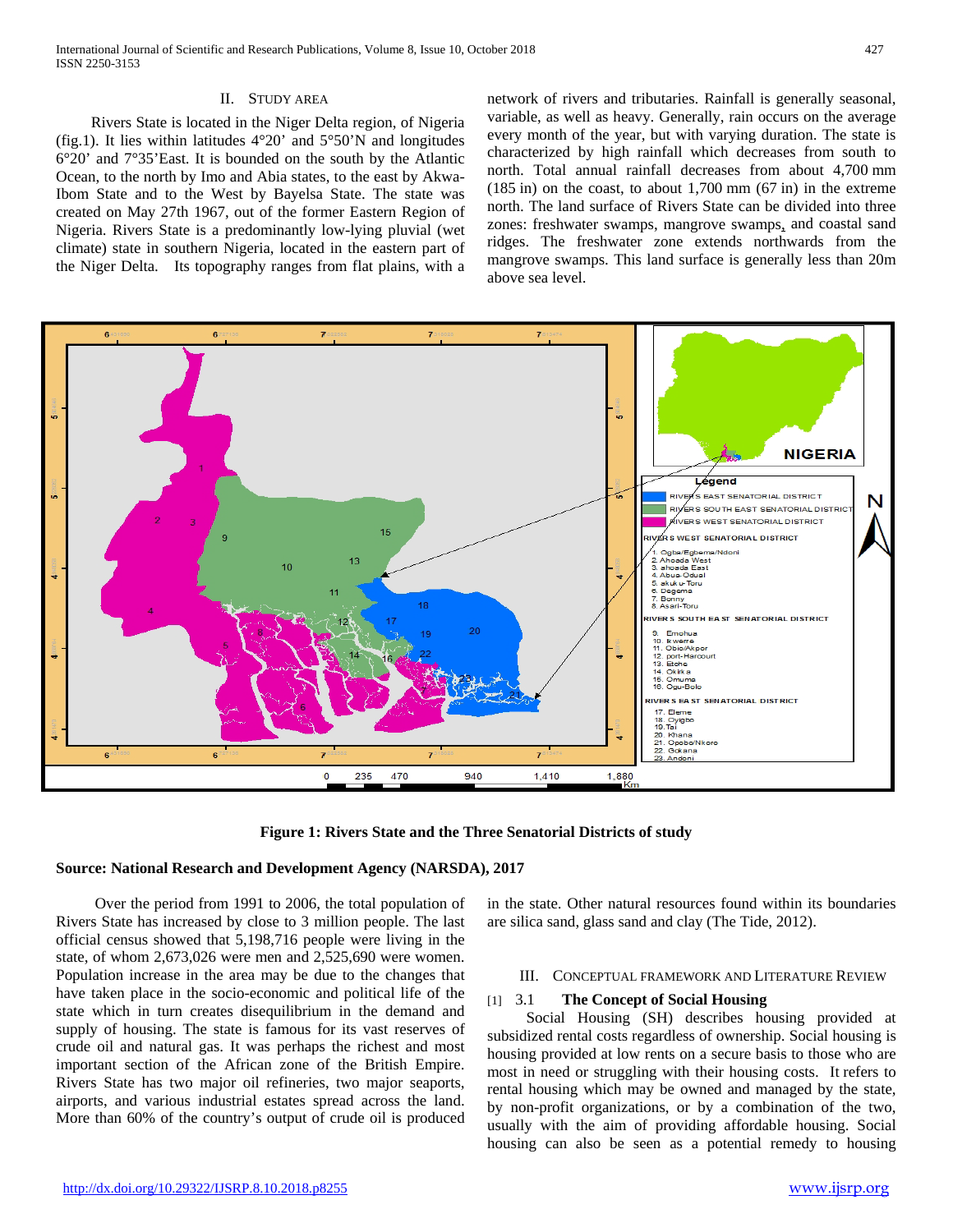## II. STUDY AREA

Rivers State is located in the Niger Delta region, of Nigeria (fig.1). It lies within latitudes 4°20' and 5°50'N and longitudes 6°20' and 7°35'East. It is bounded on the south by the Atlantic Ocean, to the north by Imo and Abia states, to the east by Akwa-Ibom State and to the West by Bayelsa State. The state was created on May 27th 1967, out of the former Eastern Region of Nigeria. Rivers State is a predominantly low-lying pluvial (wet climate) state in southern Nigeria, located in the eastern part of the Niger Delta. Its topography ranges from flat plains, with a network of rivers and tributaries. Rainfall is generally seasonal, variable, as well as heavy. Generally, rain occurs on the average every month of the year, but with varying duration. The state is characterized by high rainfall which decreases from south to north. Total annual rainfall decreases from about 4,700 mm (185 in) on the coast, to about 1,700 mm (67 in) in the extreme north. The land surface of Rivers State can be divided into three zones: freshwater swamps, mangrove swamps, and coastal sand ridges. The freshwater zone extends northwards from the mangrove swamps. This land surface is generally less than 20m above sea level.

**Figure 1: Rivers State and the Three Senatorial Districts of study**

**Source: National Research and Development Agency (NARSDA), 2017**

Over the period from 1991 to 2006, the total population of Rivers State has increased by close to 3 million people. The last official census showed that 5,198,716 people were living in the state, of whom 2,673,026 were men and 2,525,690 were women. Population increase in the area may be due to the changes that have taken place in the socio-economic and political life of the state which in turn creates disequilibrium in the demand and supply of housing. The state is famous for its vast reserves of crude oil and natural gas. It was perhaps the richest and most important section of the African zone of the British Empire. Rivers State has two major oil refineries, two major seaports, airports, and various industrial estates spread across the land. More than 60% of the country's output of crude oil is produced in the state. Other natural resources found within its boundaries are silica sand, glass sand and clay (The Tide, 2012).

## III. CONCEPTUAL FRAMEWORK AND LITERATURE REVIEW

### [1] 3.1 The Concept of Social Housing

Social Housing (SH) describes housing provided at subsidized rental costs regardless of ownership. Social housing is housing provided at low rents on a secure basis to those who are most in need or struggling with their housing costs. It refers to rental housing which may be owned and managed by the state, by non-profit organizations, or by a combination of the two, usually with the aim of providing affordable housing. Social housing can also be seen as a potential remedy to housing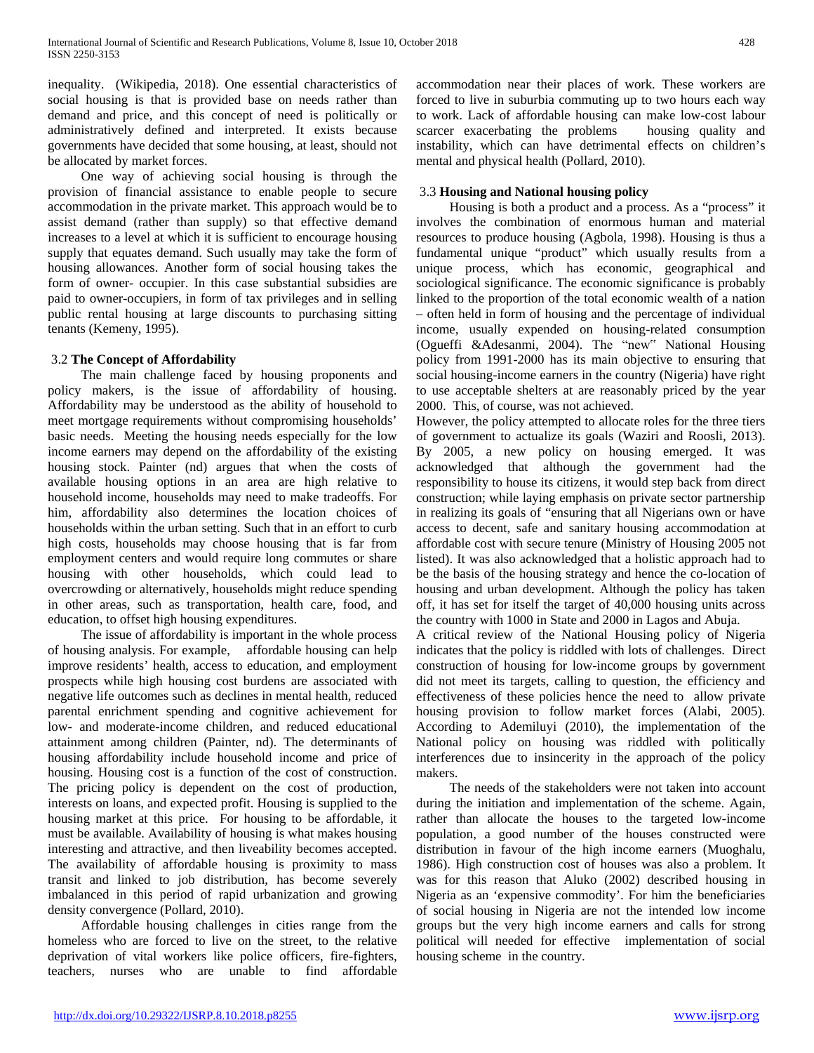inequality. (Wikipedia, 2018). One essential characteristics of social housing is that is provided base on needs rather than demand and price, and this concept of need is politically or administratively defined and interpreted. It exists because governments have decided that some housing, at least, should not be allocated by market forces.

One way of achieving social housing is through the provision of financial assistance to enable people to secure accommodation in the private market. This approach would be to assist demand (rather than supply) so that effective demand increases to a level at which it is sufficient to encourage housing supply that equates demand. Such usually may take the form of housing allowances. Another form of social housing takes the form of owner- occupier. In this case substantial subsidies are paid to owner-occupiers, in form of tax privileges and in selling public rental housing at large discounts to purchasing sitting tenants (Kemeny, 1995).

### 3.2 The Concept of Affordability

The main challenge faced by housing proponents and policy makers, is the issue of affordability of housing. Affordability may be understood as the ability of household to meet mortgage requirements without compromising households' basic needs. Meeting the housing needs especially for the low income earners may depend on the affordability of the existing housing stock. Painter (nd) argues that when the costs of available housing options in an area are high relative to household income, households may need to make tradeoffs. For him, affordability also determines the location choices of households within the urban setting. Such that in an effort to curb high costs, households may choose housing that is far from employment centers and would require long commutes or share housing with other households, which could lead to overcrowding or alternatively, households might reduce spending in other areas, such as transportation, health care, food, and education, to offset high housing expenditures.

The issue of affordability is important in the whole process of housing analysis. For example, affordable housing can help improve residents' health, access to education, and employment prospects while high housing cost burdens are associated with negative life outcomes such as declines in mental health, reduced parental enrichment spending and cognitive achievement for low- and moderate-income children, and reduced educational attainment among children (Painter, nd). The determinants of housing affordability include household income and price of housing. Housing cost is a function of the cost of construction. The pricing policy is dependent on the cost of production, interests on loans, and expected profit. Housing is supplied to the housing market at this price. For housing to be affordable, it must be available. Availability of housing is what makes housing interesting and attractive, and then liveability becomes accepted. The availability of affordable housing is proximity to mass transit and linked to job distribution, has become severely imbalanced in this period of rapid urbanization and growing density convergence (Pollard, 2010).

Affordable housing challenges in cities range from the homeless who are forced to live on the street, to the relative deprivation of vital workers like police officers, fire-fighters, teachers, nurses who are unable to find affordable accommodation near their places of work. These workers are forced to live in suburbia commuting up to two hours each way to work. Lack of affordable housing can make low-cost labour scarcer exacerbating the problems housing quality and instability, which can have detrimental effects on children's mental and physical health (Pollard, 2010).

### 3.3 Housing and National housing policy

Housing is both a product and a process. As a "process" it involves the combination of enormous human and material resources to produce housing (Agbola, 1998). Housing is thus a fundamental unique "product" which usually results from a unique process, which has economic, geographical and sociological significance. The economic significance is probably linked to the proportion of the total economic wealth of a nation – often held in form of housing and the percentage of individual income, usually expended on housing-related consumption (Ogueffi &Adesanmi, 2004). The "new" National Housing policy from 1991-2000 has its main objective to ensuring that social housing-income earners in the country (Nigeria) have right to use acceptable shelters at are reasonably priced by the year 2000. This, of course, was not achieved.

However, the policy attempted to allocate roles for the three tiers of government to actualize its goals (Waziri and Roosli, 2013). By 2005, a new policy on housing emerged. It was acknowledged that although the government had the responsibility to house its citizens, it would step back from direct construction; while laying emphasis on private sector partnership in realizing its goals of "ensuring that all Nigerians own or have access to decent, safe and sanitary housing accommodation at affordable cost with secure tenure (Ministry of Housing 2005 not listed). It was also acknowledged that a holistic approach had to be the basis of the housing strategy and hence the co-location of housing and urban development. Although the policy has taken off, it has set for itself the target of 40,000 housing units across the country with 1000 in State and 2000 in Lagos and Abuja.

A critical review of the National Housing policy of Nigeria indicates that the policy is riddled with lots of challenges. Direct construction of housing for low-income groups by government did not meet its targets, calling to question, the efficiency and effectiveness of these policies hence the need to allow private housing provision to follow market forces (Alabi, 2005). According to Ademiluyi (2010), the implementation of the National policy on housing was riddled with politically interferences due to insincerity in the approach of the policy makers.

The needs of the stakeholders were not taken into account during the initiation and implementation of the scheme. Again, rather than allocate the houses to the targeted low-income population, a good number of the houses constructed were distribution in favour of the high income earners (Muoghalu, 1986). High construction cost of houses was also a problem. It was for this reason that Aluko (2002) described housing in Nigeria as an 'expensive commodity'. For him the beneficiaries of social housing in Nigeria are not the intended low income groups but the very high income earners and calls for strong political will needed for effective implementation of social housing scheme in the country.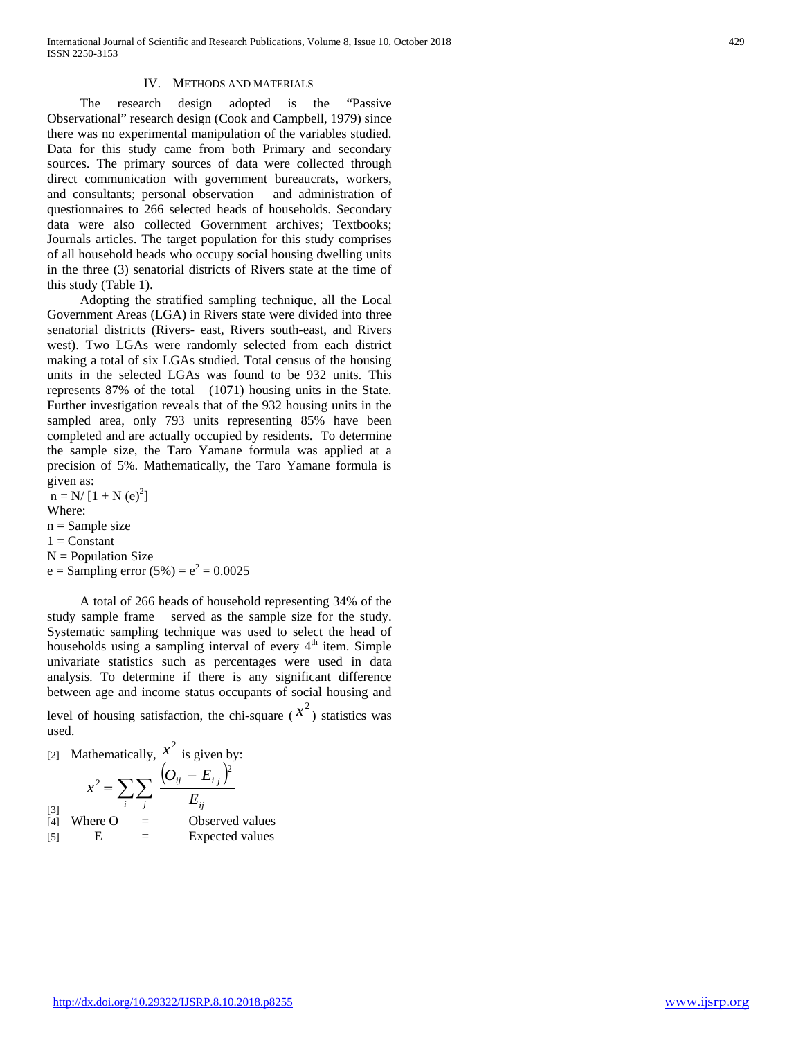## IV. Methods and Materials

The research design adopted is the "Passive Observational" research design (Cook and Campbell, 1979) since there was no experimental manipulation of the variables studied. Data for this study came from both Primary and secondary sources. The primary sources of data were collected through direct communication with government bureaucrats, workers, and consultants; personal observation and administration of questionnaires to 266 selected heads of households. Secondary data were also collected Government archives; Textbooks; Journals articles. The target population for this study comprises of all household heads who occupy social housing dwelling units in the three (3) senatorial districts of Rivers state at the time of this study (Table 1).

Adopting the stratified sampling technique, all the Local Government Areas (LGA) in Rivers state were divided into three senatorial districts (Rivers- east, Rivers south-east, and Rivers west). Two LGAs were randomly selected from each district making a total of six LGAs studied. Total census of the housing units in the selected LGAs was found to be 932 units. This represents 87% of the total (1071) housing units in the State. Further investigation reveals that of the 932 housing units in the sampled area, only 793 units representing 85% have been completed and are actually occupied by residents. To determine the sample size, the Taro Yamane formula was applied at a precision of 5%. Mathematically, the Taro Yamane formula is given as:

$n = N / [1 + N (e)^2]$

Where:

n = Sample size

1 = Constant

N = Population Size

e = Sampling error (5%) = $e^2 = 0.0025$

A total of 266 heads of household representing 34% of the study sample frame served as the sample size for the study. Systematic sampling technique was used to select the head of households using a sampling interval of every 4th item. Simple univariate statistics such as percentages were used in data analysis. To determine if there is any significant difference between age and income status occupants of social housing and level of housing satisfaction, the chi-square ($x^2$) statistics was used.

[2] Mathematically, $x^2$ is given by:

$$x^2 = \sum_i \sum_j \frac{(O_{ij} - E_{ij})^2}{E_{ij}}$$

[3]

[4] Where O = Observed values

[5] E = Expected values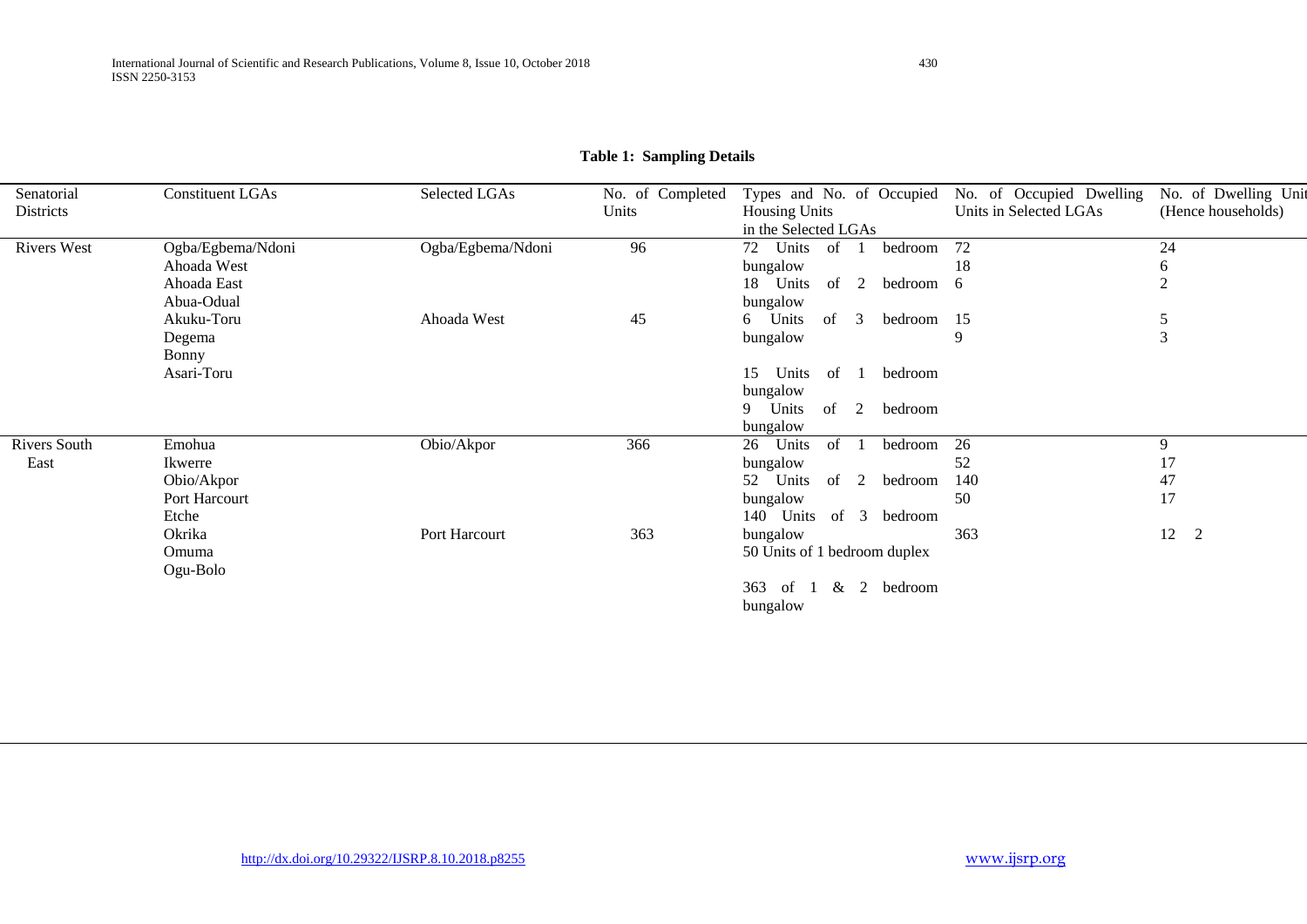**Table 1: Sampling Details**

| Senatorial Districts | Constituent LGAs | Selected LGAs | No. of Completed Units | Types and No. of Occupied Housing Units in the Selected LGAs | No. of Occupied Dwelling Units in Selected LGAs | No. of Dwelling Unit (Hence households) |
|---|---|---|---|---|---|---|
| Rivers West | Ogba/Egbema/Ndoni | Ogba/Egbema/Ndoni | 96 | 72 Units of 1 bedroom bungalow | 72 | 24 |
| | Ahoada West | | | 18 Units of 2 bedroom bungalow | 18 | 6 |
| | Ahoada East | | | 6 Units of 3 bedroom bungalow | 6 | 2 |
| | Abua-Odual | | | | | |
| | Akuku-Toru | Ahoada West | 45 | 15 Units of 1 bedroom bungalow | 15 | 5 |
| | Degema | | | 9 Units of 2 bedroom bungalow | 9 | 3 |
| | Bonny | | | | | |
| | Asari-Toru | | | | | |
| Rivers South East | Emohua | Obio/Akpor | 366 | 26 Units of 1 bedroom bungalow | 26 | 9 |
| | Ikwerre | | | 52 Units of 2 bedroom bungalow | 52 | 17 |
| | Obio/Akpor | | | 140 Units of 3 bedroom bungalow | 140 | 47 |
| | Port Harcourt | | | 50 Units of 1 bedroom duplex | 50 | 17 |
| | Etche | | | | | |
| | Okrika | Port Harcourt | 363 | 363 of 1 & 2 bedroom bungalow | 363 | 12 2 |
| | Omuma | | | | | |
| | Ogu-Bolo | | | | | |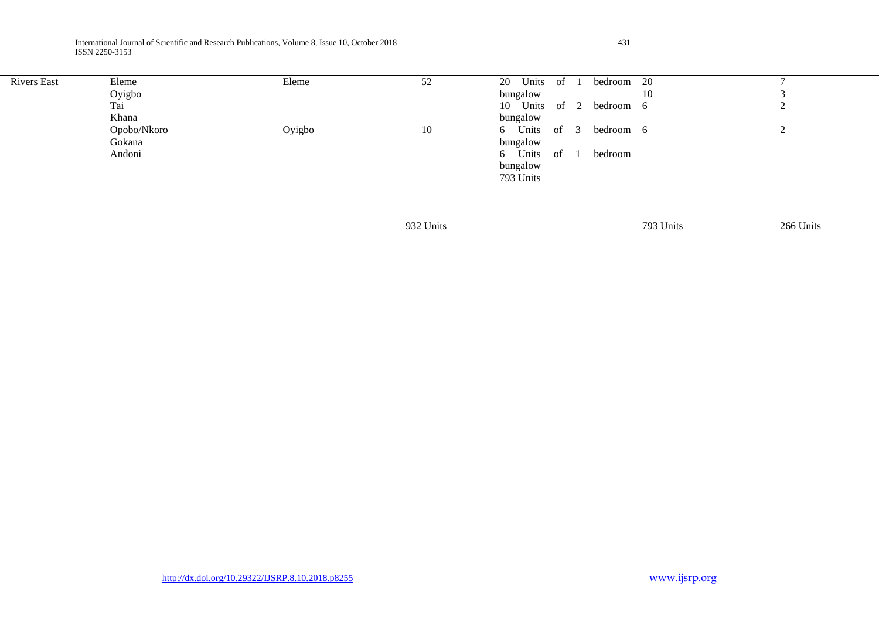| | | | | | | |
|---|---|---|---|---|---|---|
| Rivers East | Eleme<br>Oyigbo<br>Tai<br>Khana | Eleme | 52 | 20 Units of 1 bedroom bungalow<br>10 Units of 2 bedroom bungalow | 20<br>10<br>6 | 7<br>3<br>2 |
| | Opobo/Nkoro<br>Gokana<br>Andoni | Oyigbo | 10 | 6 Units of 3 bedroom bungalow<br>6 Units of 1 bedroom bungalow<br>793 Units | 6 | 2 |
| | | | 932 Units | | 793 Units | 266 Units |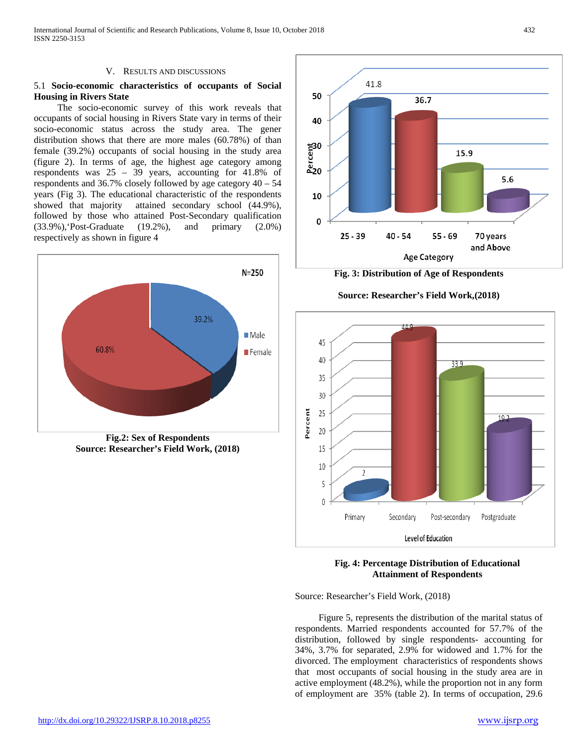## V. Results and Discussions

### 5.1 Socio-economic characteristics of occupants of Social Housing in Rivers State

The socio-economic survey of this work reveals that occupants of social housing in Rivers State vary in terms of their socio-economic status across the study area. The gener distribution shows that there are more males (60.78%) of than female (39.2%) occupants of social housing in the study area (figure 2). In terms of age, the highest age category among respondents was 25 – 39 years, accounting for 41.8% of respondents and 36.7% closely followed by age category 40 – 54 years (Fig 3). The educational characteristic of the respondents showed that majority attained secondary school (44.9%), followed by those who attained Post-Secondary qualification (33.9%),'Post-Graduate (19.2%), and primary (2.0%) respectively as shown in figure 4

**Fig.2: Sex of Respondents**
**Source: Researcher's Field Work, (2018)**

**Fig. 3: Distribution of Age of Respondents**

**Source: Researcher's Field Work,(2018)**

**Fig. 4: Percentage Distribution of Educational Attainment of Respondents**

Source: Researcher's Field Work, (2018)

Figure 5, represents the distribution of the marital status of respondents. Married respondents accounted for 57.7% of the distribution, followed by single respondents- accounting for 34%, 3.7% for separated, 2.9% for widowed and 1.7% for the divorced. The employment characteristics of respondents shows that most occupants of social housing in the study area are in active employment (48.2%), while the proportion not in any form of employment are 35% (table 2). In terms of occupation, 29.6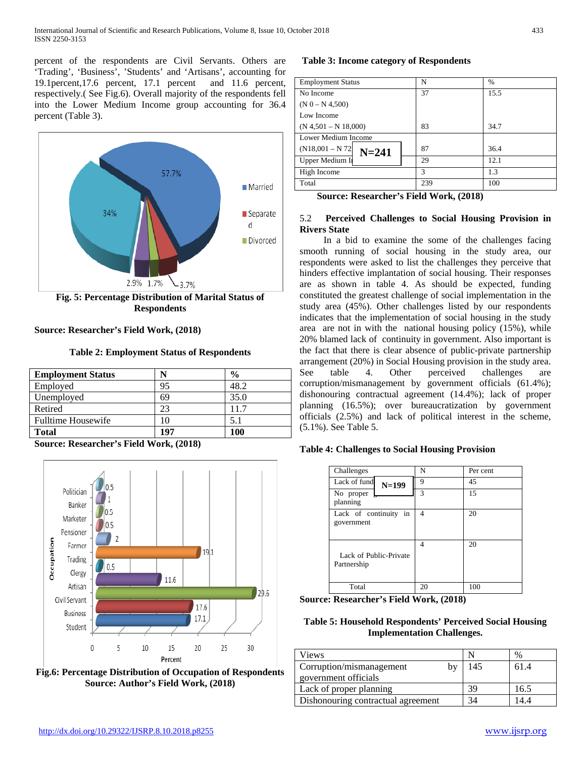percent of the respondents are Civil Servants. Others are 'Trading', 'Business', 'Students' and 'Artisans', accounting for 19.1percent,17.6 percent, 17.1 percent and 11.6 percent, respectively.( See Fig.6). Overall majority of the respondents fell into the Lower Medium Income group accounting for 36.4 percent (Table 3).

**Fig. 5: Percentage Distribution of Marital Status of Respondents**

**Source: Researcher's Field Work, (2018)**

**Table 2: Employment Status of Respondents**

| Employment Status | N | % |
|---|---|---|
| Employed | 95 | 48.2 |
| Unemployed | 69 | 35.0 |
| Retired | 23 | 11.7 |
| Fulltime Housewife | 10 | 5.1 |
| **Total** | **197** | **100** |

**Source: Researcher's Field Work, (2018)**

**Fig.6: Percentage Distribution of Occupation of Respondents**
**Source: Author's Field Work, (2018)**

**Table 3: Income category of Respondents**

N=241

| Employment Status | N | % |
|---|---|---|
| No Income (N 0 – N 4,500) | 37 | 15.5 |
| Low Income (N 4,501 – N 18,000) | 83 | 34.7 |
| Lower Medium Income (N18,001 – N 72 | 87 | 36.4 |
| Upper Medium I | 29 | 12.1 |
| High Income | 3 | 1.3 |
| Total | 239 | 100 |

**Source: Researcher's Field Work, (2018)**

### 5.2 Perceived Challenges to Social Housing Provision in Rivers State

In a bid to examine the some of the challenges facing smooth running of social housing in the study area, our respondents were asked to list the challenges they perceive that hinders effective implantation of social housing. Their responses are as shown in table 4. As should be expected, funding constituted the greatest challenge of social implementation in the study area (45%). Other challenges listed by our respondents indicates that the implementation of social housing in the study area are not in with the national housing policy (15%), while 20% blamed lack of continuity in government. Also important is the fact that there is clear absence of public-private partnership arrangement (20%) in Social Housing provision in the study area. See table 4. Other perceived challenges are corruption/mismanagement by government officials (61.4%); dishonouring contractual agreement (14.4%); lack of proper planning (16.5%); over bureaucratization by government officials (2.5%) and lack of political interest in the scheme, (5.1%). See Table 5.

**Table 4: Challenges to Social Housing Provision**

N=199

| Challenges | N | Per cent |
|---|---|---|
| Lack of fund | 9 | 45 |
| No proper planning | 3 | 15 |
| Lack of continuity in government | 4 | 20 |
| Lack of Public-Private Partnership | 4 | 20 |
| Total | 20 | 100 |

**Source: Researcher's Field Work, (2018)**

**Table 5: Household Respondents' Perceived Social Housing Implementation Challenges.**

| Views | N | % |
|---|---|---|
| Corruption/mismanagement by government officials | 145 | 61.4 |
| Lack of proper planning | 39 | 16.5 |
| Dishonouring contractual agreement | 34 | 14.4 |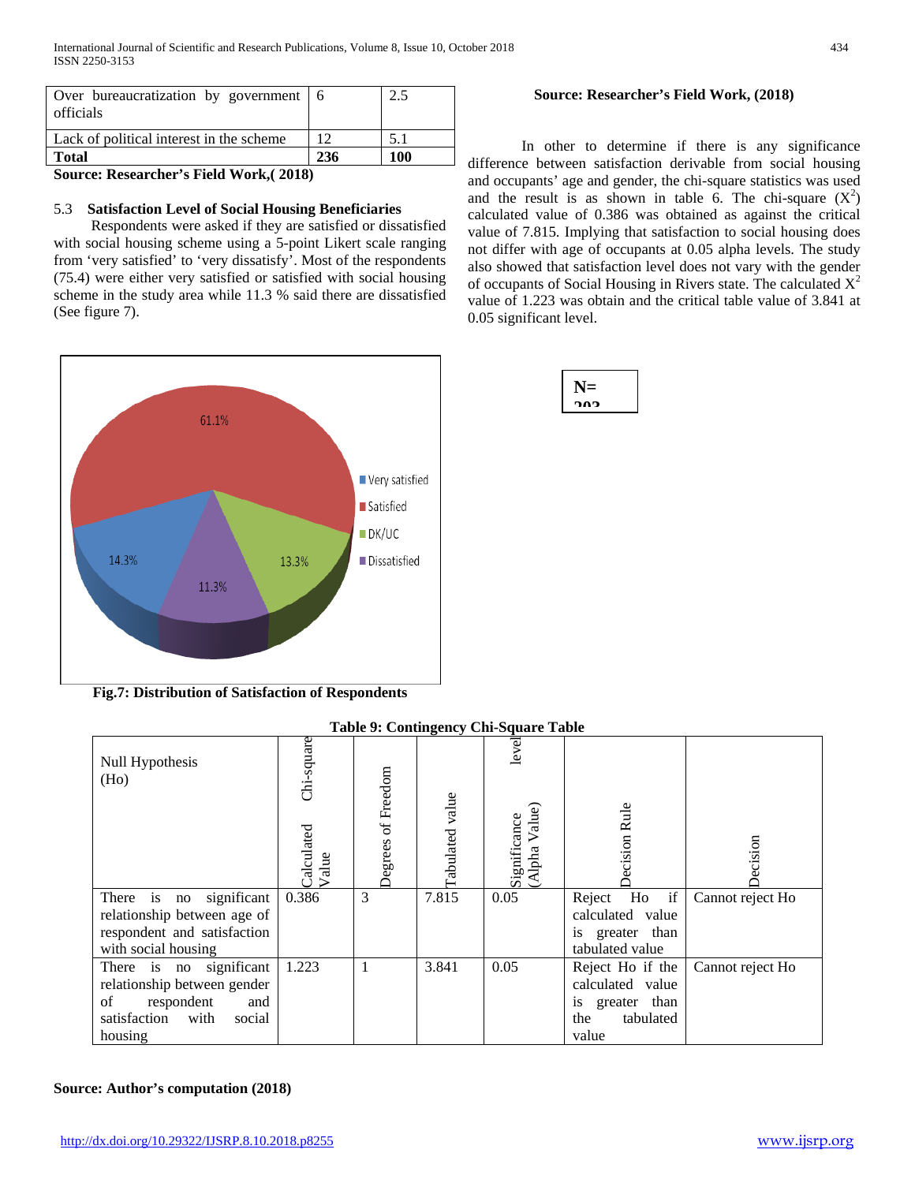| Over bureaucratization by government officials | 6 | 2.5 |
|---|---|---|
| Lack of political interest in the scheme | 12 | 5.1 |
| **Total** | **236** | **100** |

**Source: Researcher's Field Work,( 2018)**

### 5.3 Satisfaction Level of Social Housing Beneficiaries

Respondents were asked if they are satisfied or dissatisfied with social housing scheme using a 5-point Likert scale ranging from 'very satisfied' to 'very dissatisfy'. Most of the respondents (75.4) were either very satisfied or satisfied with social housing scheme in the study area while 11.3 % said there are dissatisfied (See figure 7).

**Fig.7: Distribution of Satisfaction of Respondents**

**Source: Researcher's Field Work, (2018)**

In other to determine if there is any significance difference between satisfaction derivable from social housing and occupants' age and gender, the chi-square statistics was used and the result is as shown in table 6. The chi-square ($X^2$) calculated value of 0.386 was obtained as against the critical value of 7.815. Implying that satisfaction to social housing does not differ with age of occupants at 0.05 alpha levels. The study also showed that satisfaction level does not vary with the gender of occupants of Social Housing in Rivers state. The calculated $X^2$ value of 1.223 was obtain and the critical table value of 3.841 at 0.05 significant level.

**N= 202**

**Table 9: Contingency Chi-Square Table**

| Null Hypothesis (Ho) | Calculated Chi-square Value | Degrees of Freedom | Tabulated value | Significance level (Alpha Value) | Decision Rule | Decision |
|---|---|---|---|---|---|---|
| There is no significant relationship between age of respondent and satisfaction with social housing | 0.386 | 3 | 7.815 | 0.05 | Reject Ho if calculated value is greater than tabulated value | Cannot reject Ho |
| There is no significant relationship between gender of respondent and satisfaction with social housing | 1.223 | 1 | 3.841 | 0.05 | Reject Ho if the calculated value is greater than the tabulated value | Cannot reject Ho |

**Source: Author's computation (2018)**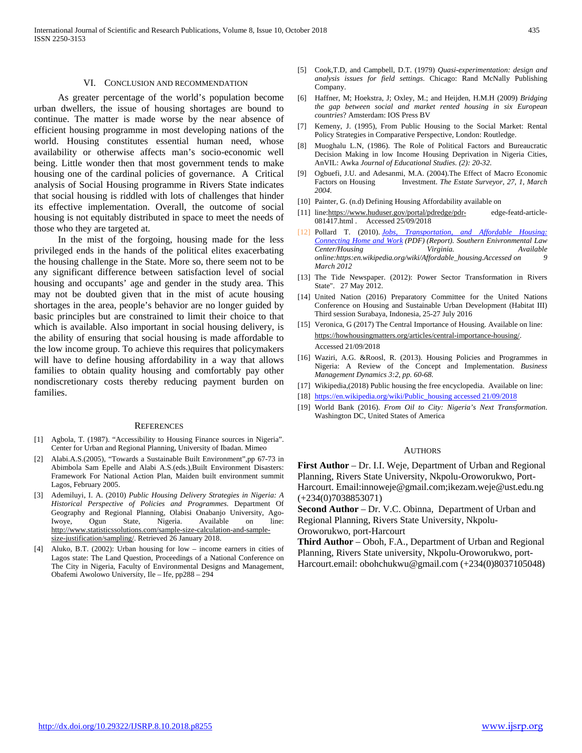## VI. Conclusion and Recommendation

As greater percentage of the world's population become urban dwellers, the issue of housing shortages are bound to continue. The matter is made worse by the near absence of efficient housing programme in most developing nations of the world. Housing constitutes essential human need, whose availability or otherwise affects man's socio-economic well being. Little wonder then that most government tends to make housing one of the cardinal policies of governance. A Critical analysis of Social Housing programme in Rivers State indicates that social housing is riddled with lots of challenges that hinder its effective implementation. Overall, the outcome of social housing is not equitably distributed in space to meet the needs of those who they are targeted at.

In the mist of the forgoing, housing made for the less privileged ends in the hands of the political elites exacerbating the housing challenge in the State. More so, there seem not to be any significant difference between satisfaction level of social housing and occupants' age and gender in the study area. This may not be doubted given that in the mist of acute housing shortages in the area, people's behavior are no longer guided by basic principles but are constrained to limit their choice to that which is available. Also important in social housing delivery, is the ability of ensuring that social housing is made affordable to the low income group. To achieve this requires that policymakers will have to define housing affordability in a way that allows families to obtain quality housing and comfortably pay other nondiscretionary costs thereby reducing payment burden on families.

## References

[1] Agbola, T. (1987). "Accessibility to Housing Finance sources in Nigeria". Center for Urban and Regional Planning, University of Ibadan. Mimeo

[2] Alabi.A.S.(2005), "Towards a Sustainable Built Environment",pp 67-73 in Abimbola Sam Epelle and Alabi A.S.(eds.),Built Environment Disasters: Framework For National Action Plan, Maiden built environment summit Lagos, February 2005.

[3] Ademiluyi, I. A. (2010) *Public Housing Delivery Strategies in Nigeria: A Historical Perspective of Policies and Programmes.* Department Of Geography and Regional Planning, Olabisi Onabanjo University, Ago-Iwoye, Ogun State, Nigeria. Available on line: http://www.statisticssolutions.com/sample-size-calculation-and-sample-size-justification/sampling/. Retrieved 26 January 2018.

[4] Aluko, B.T. (2002): Urban housing for low – income earners in cities of Lagos state: The Land Question, Proceedings of a National Conference on The City in Nigeria, Faculty of Environmental Designs and Management, Obafemi Awolowo University, Ile – Ife, pp288 – 294

[5] Cook,T.D, and Campbell, D.T. (1979) *Quasi-experimentation: design and analysis issues for field settings.* Chicago: Rand McNally Publishing Company.

[6] Haffner, M; Hoekstra, J; Oxley, M.; and Heijden, H.M.H (2009) *Bridging the gap between social and market rented housing in six European countries*? Amsterdam: IOS Press BV

[7] Kemeny, J. (1995), From Public Housing to the Social Market: Rental Policy Strategies in Comparative Perspective, London: Routledge.

[8] Muoghalu L.N, (1986). The Role of Political Factors and Bureaucratic Decision Making in low Income Housing Deprivation in Nigeria Cities, AnVIL: Awka *Journal of Educational Studies. (2): 20-32.*

[9] Ogbuefi, J.U. and Adesanmi, M.A. (2004).The Effect of Macro Economic Factors on Housing Investment. *The Estate Surveyor, 27, 1, March 2004.*

[10] Painter, G. (n.d) Defining Housing Affordability available on

[11] line:https://www.huduser.gov/portal/pdredge/pdr- edge-featd-article-081417.html . Accessed 25/09/2018

[12] Pollard T. (2010). *Jobs, Transportation, and Affordable Housing: Connecting Home and Work (PDF) (Report). Southern Environmental Law Center/Housing Virginia. Available online:https:en.wikipedia.org/wiki/Affordable_housing.Accessed on 9 March 2012*

[13] The Tide Newspaper. (2012): Power Sector Transformation in Rivers State". 27 May 2012.

[14] United Nation (2016) Preparatory Committee for the United Nations Conference on Housing and Sustainable Urban Development (Habitat III) Third session Surabaya, Indonesia, 25-27 July 2016

[15] Veronica, G (2017) The Central Importance of Housing. Available on line: https://howhousingmatters.org/articles/central-importance-housing/. Accessed 21/09/2018

[16] Waziri, A.G. &Roosl, R. (2013). Housing Policies and Programmes in Nigeria: A Review of the Concept and Implementation. *Business Management Dynamics 3:2, pp. 60-68.*

[17] Wikipedia,(2018) Public housing the free encyclopedia. Available on line:

[18] https://en.wikipedia.org/wiki/Public_housing accessed 21/09/2018

[19] World Bank (2016). *From Oil to City: Nigeria's Next Transformation.* Washington DC, United States of America

## Authors

**First Author** – Dr. I.I. Weje, Department of Urban and Regional Planning, Rivers State University, Nkpolu-Oroworukwo, Port-Harcourt. Email:innoweje@gmail.com;ikezam.weje@ust.edu.ng (+234(0)7038853071)

**Second Author** – Dr. V.C. Obinna, Department of Urban and Regional Planning, Rivers State University, Nkpolu-Oroworukwo, port-Harcourt

**Third Author** – Oboh, F.A., Department of Urban and Regional Planning, Rivers State university, Nkpolu-Oroworukwo, port-Harcourt.email: obohchukwu@gmail.com (+234(0)8037105048)